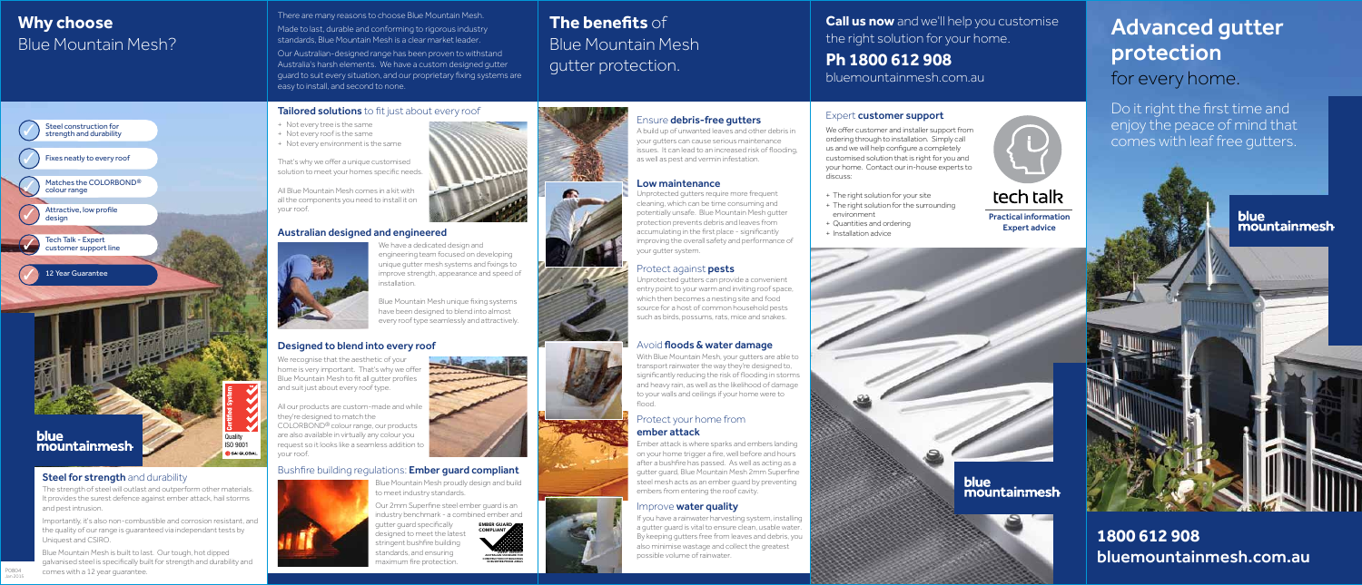# Why choose Blue Mountain Mesh?

- Steel construction for strength and durability
- Fixes neatly to every roof
- Matches the COLORBOND® colour range
- Attractive, low profile design
- Tech Talk - Expert customer support line
- 12 Year Guarantee

blue mountain mesh

Certified System Quality ISO 9001 SAI GLOBAL

### Steel for strength and durability

The strength of steel will outlast and outperform other materials. It provides the surest defence against ember attack, hail storms and pest intrusion.

Importantly, it's also non-combustible and corrosion resistant, and the quality of our range is guaranteed via independant tests by Uniquest and CSIRO.

Blue Mountain Mesh is built to last. Our tough, hot dipped galvanised steel is specifically built for strength and durability and comes with a 12 year guarantee.

PO804 Jun 2016

There are many reasons to choose Blue Mountain Mesh.

Made to last, durable and conforming to rigorous industry standards, Blue Mountain Mesh is a clear market leader.

Our Australian-designed range has been proven to withstand Australia's harsh elements. We have a custom designed gutter guard to suit every situation, and our proprietary fixing systems are easy to install, and second to none.

### Tailored solutions to fit just about every roof

- Not every tree is the same
- Not every roof is the same
- Not every environment is the same

That's why we offer a unique customised solution to meet your homes specific needs.

All Blue Mountain Mesh comes in a kit with all the components you need to install it on your roof.

### Australian designed and engineered

We have a dedicated design and engineering team focused on developing unique gutter mesh systems and fixings to improve strength, appearance and speed of installation.

Blue Mountain Mesh unique fixing systems have been designed to blend into almost every roof type seamlessly and attractively.

### Designed to blend into every roof

We recognise that the aesthetic of your home is very important. That's why we offer Blue Mountain Mesh to fit all gutter profiles and suit just about every roof type.

All our products are custom-made and while they're designed to match the COLORBOND® colour range, our products are also available in virtually any colour you request so it looks like a seamless addition to your roof.

### Bushfire building regulations: Ember guard compliant

Blue Mountain Mesh proudly design and build to meet industry standards.

Our 2mm Superfine steel ember guard is an industry benchmark - a combined ember and gutter guard specifically designed to meet the latest stringent bushfire building standards, and ensuring maximum fire protection.

EMBER GUARD COMPLIANT

# The benefits of Blue Mountain Mesh gutter protection.

### Ensure debris-free gutters

A build up of unwanted leaves and other debris in your gutters can cause serious maintenance issues. It can lead to an increased risk of flooding, as well as pest and vermin infestation.

### Low maintenance

Unprotected gutters require more frequent cleaning, which can be time consuming and potentially unsafe. Blue Mountain Mesh gutter protection prevents debris and leaves from accumulating in the first place - significantly improving the overall safety and performance of your gutter system.

### Protect against pests

Unprotected gutters can provide a convenient entry point to your warm and inviting roof space, which then becomes a nesting site and food source for a host of common household pests such as birds, possums, rats, mice and snakes.

### Avoid floods & water damage

With Blue Mountain Mesh, your gutters are able to transport rainwater the way they're designed to, significantly reducing the risk of flooding in storms and heavy rain, as well as the likelihood of damage to your walls and ceilings if your home were to flood.

### Protect your home from ember attack

Ember attack is where sparks and embers landing on your home trigger a fire, well before and hours after a bushfire has passed. As well as acting as a gutter guard, Blue Mountain Mesh 2mm Superfine steel mesh acts as an ember guard by preventing embers from entering the roof cavity.

### Improve water quality

If you have a rainwater harvesting system, installing a gutter guard is vital to ensure clean, usable water. By keeping gutters free from leaves and debris, you also minimise wastage and collect the greatest possible volume of rainwater.

**Call us now** and we'll help you customise the right solution for your home.

## Ph 1800 612 908

bluemountainmesh.com.au

### Expert customer support

We offer customer and installer support from ordering through to installation. Simply call us and we will help you configure a completely customised solution that is right for you and your home. Contact our in-house experts to discuss:

- The right solution for your site
- The right solution for the surrounding environment
- Quantities and ordering
- Installation advice

tech talk

Practical information
Expert advice

blue mountain mesh

# Advanced gutter protection for every home.

Do it right the first time and enjoy the peace of mind that comes with leaf free gutters.

blue mountain mesh

## 1800 612 908
## bluemountainmesh.com.au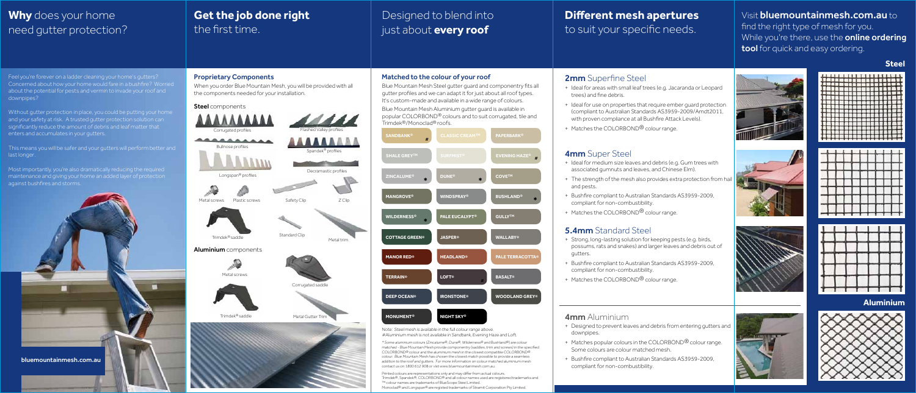# **Why** does your home need gutter protection?

Feel you're forever on a ladder cleaning your home's gutters? Concerned about how your home would fare in a bushfire? Worried about the potential for pests and vermin to invade your roof and downpipes?

Without gutter protection in place, you could be putting your home and your safety at risk. A trusted gutter protection solution can significantly reduce the amount of debris and leaf matter that enters and accumulates in your gutters.

This means you will be safer and your gutters will perform better and last longer.

Most importantly, you're also dramatically reducing the required maintenance and giving your home an added layer of protection against bushfires and storms.

bluemountainmesh.com.au

# **Get the job done right** the first time.

### Proprietary Components

When you order Blue Mountain Mesh, you will be provided with all the components needed for your installation.

**Steel** components

Corrugated profiles
Flashed Valley profiles
Bullnose profiles
Spandek® profiles
Longspan® profiles
Decramastic profiles
Metal screws
Plastic screws
Safety Clip
Z Clip
Trimdek® saddle
Standard Clip
Metal trim

**Aluminium** components

Metal screws
Corrugated saddle
Trimdek® saddle
Metal Gutter Trim

# Designed to blend into just about **every roof**

### Matched to the colour of your roof

Blue Mountain Mesh Steel gutter guard and componentry fits all gutter profiles and we can adapt it for just about all roof types. It's custom-made and available in a wide range of colours.

Blue Mountain Mesh Aluminium gutter guard is available in popular COLORBOND® colours and to suit corrugated, tile and Trimdek®/Monoclad® roofs.

| | | |
|---|---|---|
| SANDBANK® # | CLASSIC CREAM™ | PAPERBARK® |
| SHALE GREY™ | SURFMIST® | EVENING HAZE® # |
| ZINCALUME® * | DUNE® * | COVE™ |
| MANGROVE® | WINDSPRAY® | BUSHLAND® * |
| WILDERNESS® * | PALE EUCALYPT® | GULLY™ |
| COTTAGE GREEN® | JASPER® | WALLABY® |
| MANOR RED® | HEADLAND® | PALE TERRACOTTA® |
| TERRAIN® | LOFT® # | BASALT® |
| DEEP OCEAN® | IRONSTONE® | WOODLAND GREY® |
| MONUMENT® | NIGHT SKY® | |

*Note: Steel mesh is available in the full colour range above.*
*#Aluminium mesh is not available in Sandbank, Evening Haze and Loft.*

*\* Some aluminium colours (Zincalume®, Dune®, Wilderness® and Bushland®) are colour matched - Blue Mountain Mesh provide componentry (saddles, trim and screws) in the specified COLORBOND® colour and the aluminium mesh in the closest compatible COLORBOND® colour. Blue Mountain Mesh has chosen the closest match possible to provide a seamless addition to the roof and gutters. For more information on colour matched aluminium mesh contact us on 1800 612 808 or visit www.bluemountainmesh.com.au.*

Printed colours are representations only and may differ from actual colours.
Trimdek®, Spandek®, COLORBOND® and all colour names used are registered trademarks and ™ colour names are trademarks of BlueScope Steel Limited.
Monoclad® and Longspan® are registed trademarks of Stramit Corporation Pty Limited.

# **Different mesh apertures** to suit your specific needs.

Visit **bluemountainmesh.com.au** to find the right type of mesh for you. While you're there, use the **online ordering tool** for quick and easy ordering.

## Steel

### **2mm** Superfine Steel

- Ideal for areas with small leaf trees (e.g. Jacaranda or Leopard trees) and fine debris.
- Ideal for use on properties that require ember guard protection (compliant to Australian Standards AS3959-2009/Amdt2011, with proven compliance at all Bushfire Attack Levels).
- Matches the COLORBOND® colour range.

### **4mm** Super Steel

- Ideal for medium size leaves and debris (e.g. Gum trees with associated gumnuts and leaves, and Chinese Elm).
- The strength of the mesh also provides extra protection from hail and pests.
- Bushfire compliant to Australian Standards AS3959-2009, compliant for non-combustibility.
- Matches the COLORBOND® colour range.

### **5.4mm** Standard Steel

- Strong, long-lasting solution for keeping pests (e.g. birds, possums, rats and snakes) and larger leaves and debris out of gutters.
- Bushfire compliant to Australian Standards AS3959-2009, compliant for non-combustibility.
- Matches the COLORBOND® colour range.

## Aluminium

### **4mm** Aluminium

- Designed to prevent leaves and debris from entering gutters and downpipes.
- Matches popular colours in the COLORBOND® colour range. Some colours are colour matched mesh.
- Bushfire compliant to Australian Standards AS3959-2009, compliant for non-combustibility.